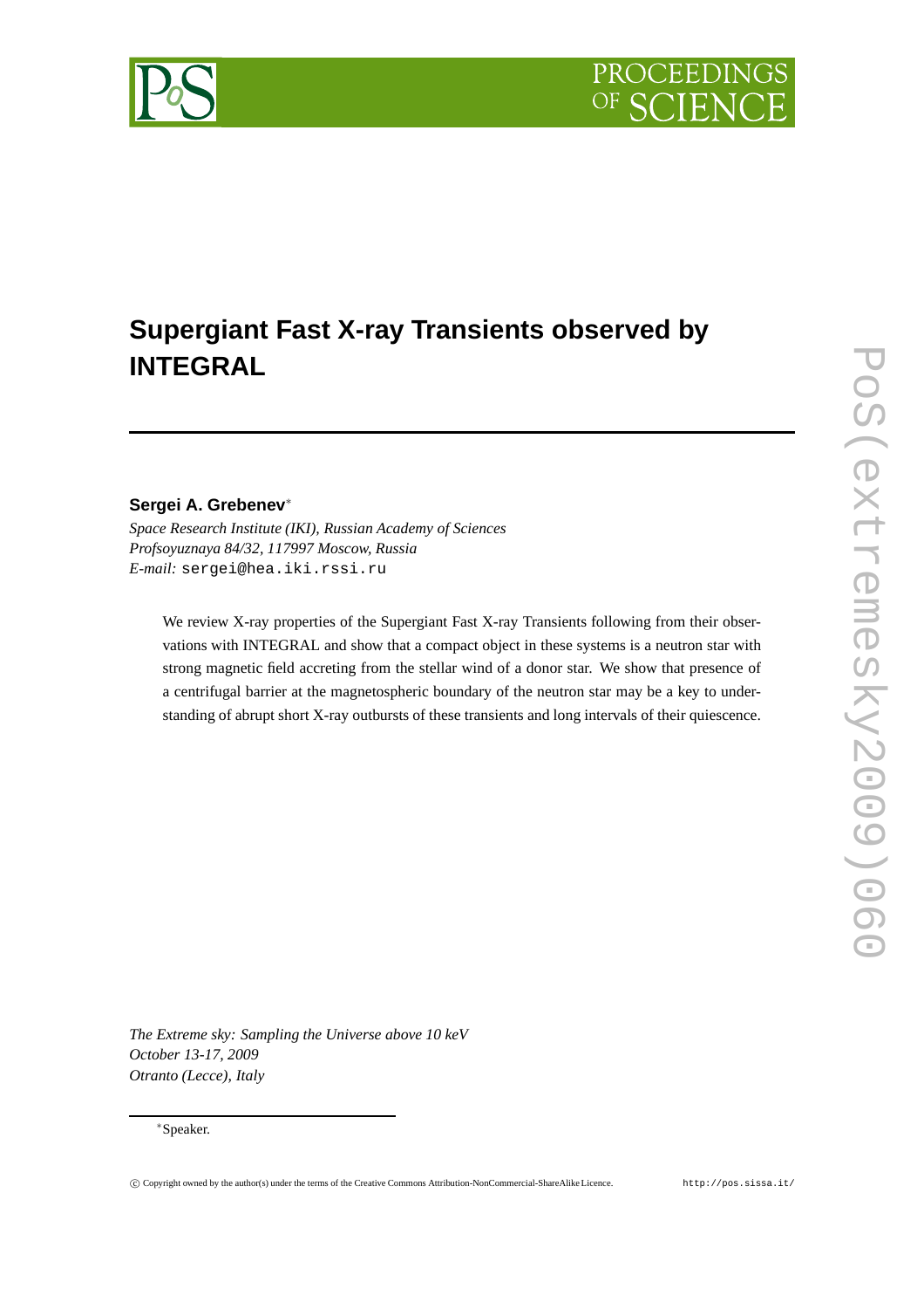# Supergiant Fast X-ray Transients observed by INTEGRAL

**Sergei A. Grebenev**[*]

*Space Research Institute (IKI), Russian Academy of Sciences*
*Profsoyuznaya 84/32, 117997 Moscow, Russia*
*E-mail:* sergei@hea.iki.rssi.ru

We review X-ray properties of the Supergiant Fast X-ray Transients following from their observations with INTEGRAL and show that a compact object in these systems is a neutron star with strong magnetic field accreting from the stellar wind of a donor star. We show that presence of a centrifugal barrier at the magnetospheric boundary of the neutron star may be a key to understanding of abrupt short X-ray outbursts of these transients and long intervals of their quiescence.

*The Extreme sky: Sampling the Universe above 10 keV*
*October 13-17, 2009*
*Otranto (Lecce), Italy*

[*]Speaker.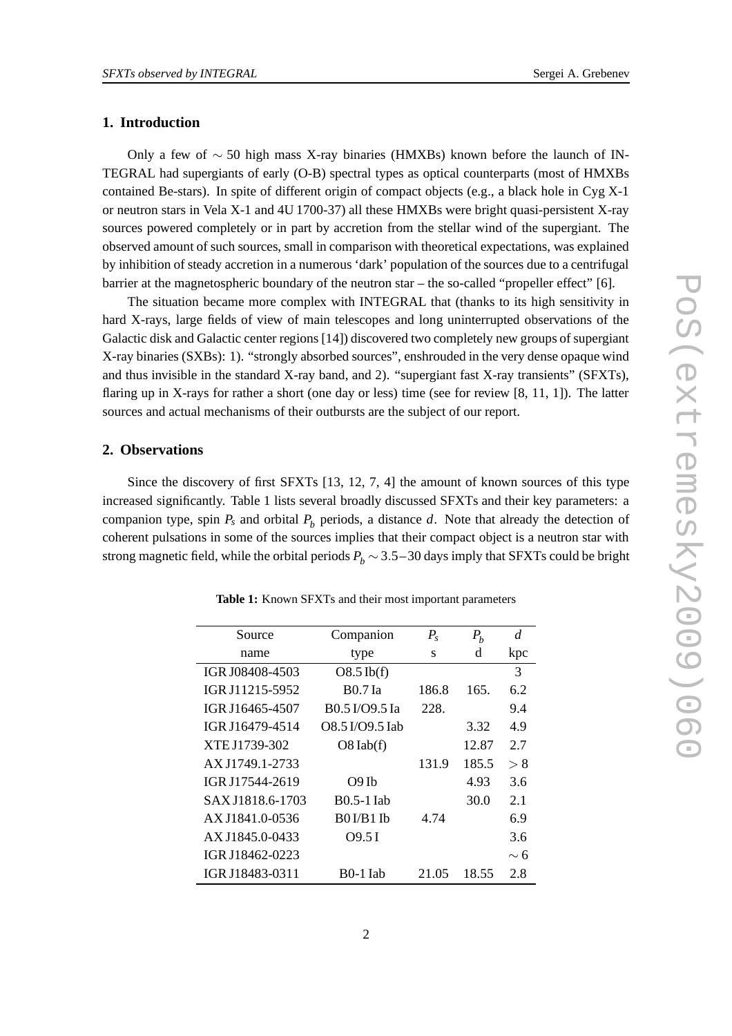## 1. Introduction

Only a few of $\sim 50$ high mass X-ray binaries (HMXBs) known before the launch of INTEGRAL had supergiants of early (O-B) spectral types as optical counterparts (most of HMXBs contained Be-stars). In spite of different origin of compact objects (e.g., a black hole in Cyg X-1 or neutron stars in Vela X-1 and 4U 1700-37) all these HMXBs were bright quasi-persistent X-ray sources powered completely or in part by accretion from the stellar wind of the supergiant. The observed amount of such sources, small in comparison with theoretical expectations, was explained by inhibition of steady accretion in a numerous 'dark' population of the sources due to a centrifugal barrier at the magnetospheric boundary of the neutron star – the so-called "propeller effect" [6].

The situation became more complex with INTEGRAL that (thanks to its high sensitivity in hard X-rays, large fields of view of main telescopes and long uninterrupted observations of the Galactic disk and Galactic center regions [14]) discovered two completely new groups of supergiant X-ray binaries (SXBs): 1). "strongly absorbed sources", enshrouded in the very dense opaque wind and thus invisible in the standard X-ray band, and 2). "supergiant fast X-ray transients" (SFXTs), flaring up in X-rays for rather a short (one day or less) time (see for review [8, 11, 1]). The latter sources and actual mechanisms of their outbursts are the subject of our report.

## 2. Observations

Since the discovery of first SFXTs [13, 12, 7, 4] the amount of known sources of this type increased significantly. Table 1 lists several broadly discussed SFXTs and their key parameters: a companion type, spin $P_s$ and orbital $P_b$ periods, a distance $d$. Note that already the detection of coherent pulsations in some of the sources implies that their compact object is a neutron star with strong magnetic field, while the orbital periods $P_b \sim 3.5\text{–}30$ days imply that SFXTs could be bright

**Table 1:** Known SFXTs and their most important parameters

| Source name | Companion type | $P_s$ s | $P_b$ d | $d$ kpc |
|---|---|---|---|---|
| IGR J08408-4503 | O8.5 Ib(f) | | | 3 |
| IGR J11215-5952 | B0.7 Ia | 186.8 | 165. | 6.2 |
| IGR J16465-4507 | B0.5 I/O9.5 Ia | 228. | | 9.4 |
| IGR J16479-4514 | O8.5 I/O9.5 Iab | | 3.32 | 4.9 |
| XTE J1739-302 | O8 Iab(f) | | 12.87 | 2.7 |
| AX J1749.1-2733 | | 131.9 | 185.5 | $>8$ |
| IGR J17544-2619 | O9 Ib | | 4.93 | 3.6 |
| SAX J1818.6-1703 | B0.5-1 Iab | | 30.0 | 2.1 |
| AX J1841.0-0536 | B0 I/B1 Ib | 4.74 | | 6.9 |
| AX J1845.0-0433 | O9.5 I | | | 3.6 |
| IGR J18462-0223 | | | | $\sim 6$ |
| IGR J18483-0311 | B0-1 Iab | 21.05 | 18.55 | 2.8 |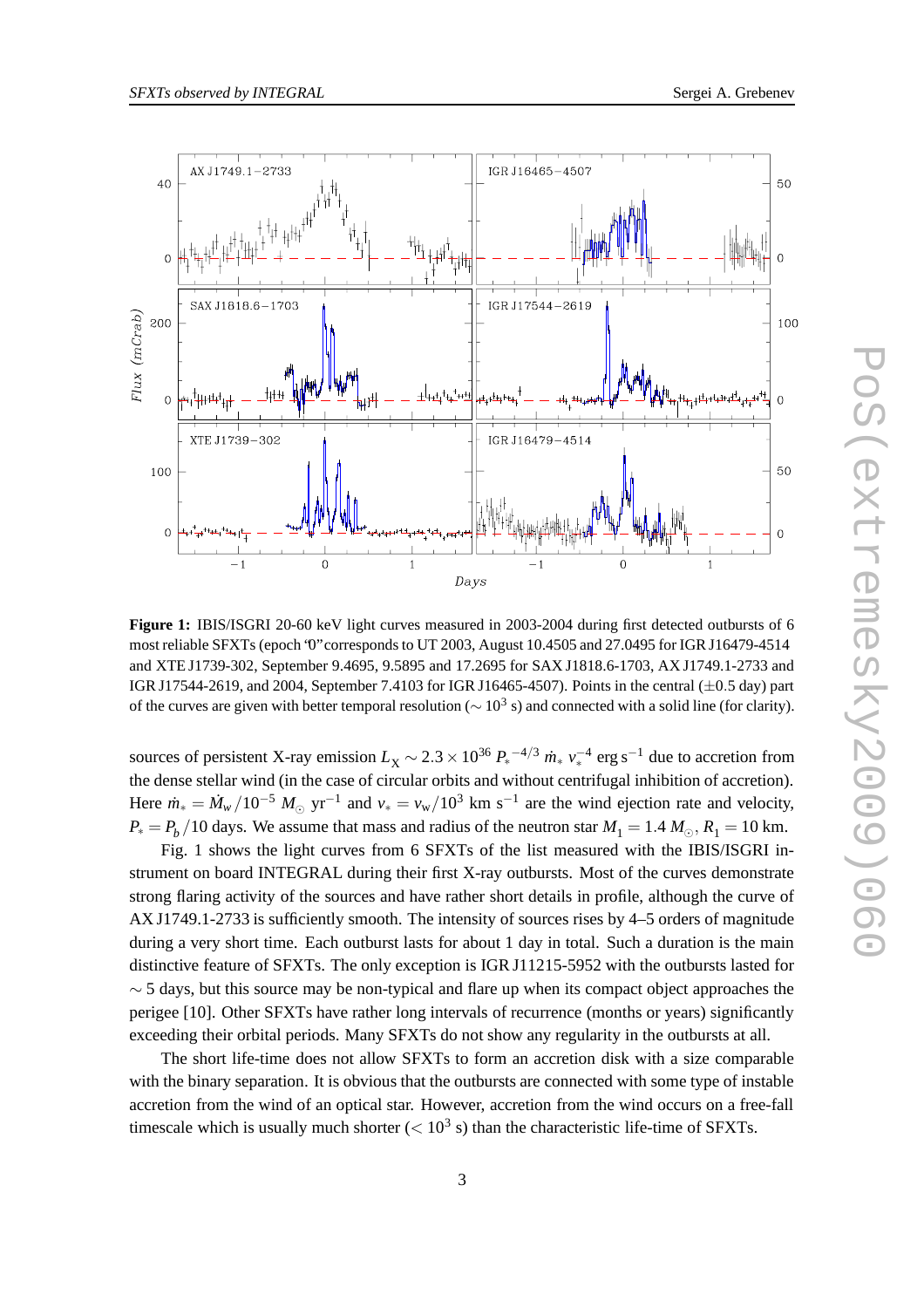**Figure 1:** IBIS/ISGRI 20-60 keV light curves measured in 2003-2004 during first detected outbursts of 6 most reliable SFXTs (epoch "0" corresponds to UT 2003, August 10.4505 and 27.0495 for IGR J16479-4514 and XTE J1739-302, September 9.4695, 9.5895 and 17.2695 for SAX J1818.6-1703, AX J1749.1-2733 and IGR J17544-2619, and 2004, September 7.4103 for IGR J16465-4507). Points in the central ($\pm 0.5$ day) part of the curves are given with better temporal resolution ($\sim 10^3$ s) and connected with a solid line (for clarity).

sources of persistent X-ray emission $L_X \sim 2.3 \times 10^{36}\, P_*^{-4/3}\, \dot{m}_*\, v_*^{-4}$ erg s$^{-1}$ due to accretion from the dense stellar wind (in the case of circular orbits and without centrifugal inhibition of accretion). Here $\dot{m}_* = \dot{M}_w / 10^{-5}\, M_\odot$ yr$^{-1}$ and $v_* = v_w / 10^3$ km s$^{-1}$ are the wind ejection rate and velocity, $P_* = P_b / 10$ days. We assume that mass and radius of the neutron star $M_1 = 1.4\, M_\odot$, $R_1 = 10$ km.

Fig. 1 shows the light curves from 6 SFXTs of the list measured with the IBIS/ISGRI instrument on board INTEGRAL during their first X-ray outbursts. Most of the curves demonstrate strong flaring activity of the sources and have rather short details in profile, although the curve of AX J1749.1-2733 is sufficiently smooth. The intensity of sources rises by 4–5 orders of magnitude during a very short time. Each outburst lasts for about 1 day in total. Such a duration is the main distinctive feature of SFXTs. The only exception is IGR J11215-5952 with the outbursts lasted for $\sim 5$ days, but this source may be non-typical and flare up when its compact object approaches the perigee [10]. Other SFXTs have rather long intervals of recurrence (months or years) significantly exceeding their orbital periods. Many SFXTs do not show any regularity in the outbursts at all.

The short life-time does not allow SFXTs to form an accretion disk with a size comparable with the binary separation. It is obvious that the outbursts are connected with some type of instable accretion from the wind of an optical star. However, accretion from the wind occurs on a free-fall timescale which is usually much shorter ($< 10^3$ s) than the characteristic life-time of SFXTs.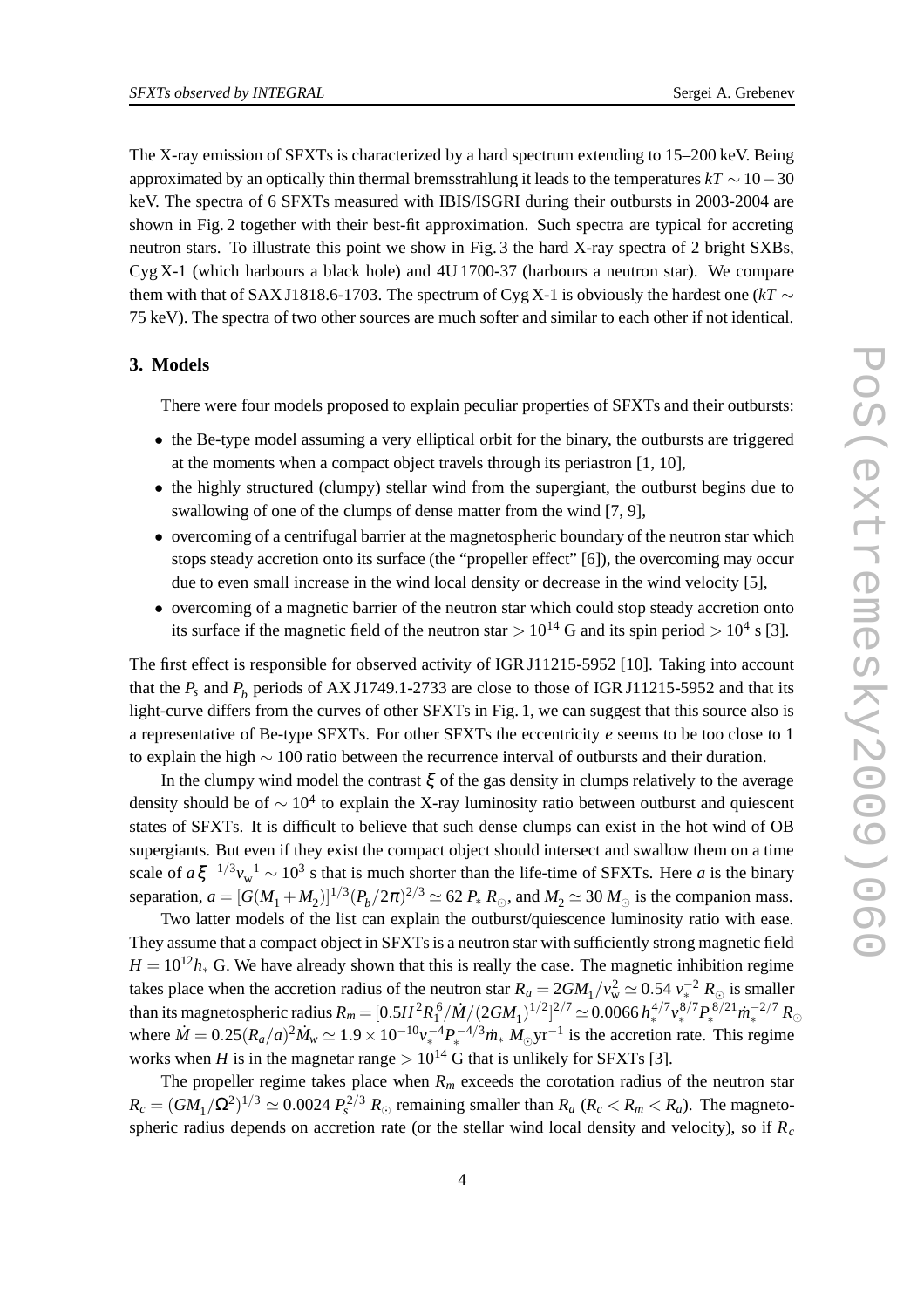The X-ray emission of SFXTs is characterized by a hard spectrum extending to 15–200 keV. Being approximated by an optically thin thermal bremsstrahlung it leads to the temperatures $kT \sim 10-30$ keV. The spectra of 6 SFXTs measured with IBIS/ISGRI during their outbursts in 2003-2004 are shown in Fig. 2 together with their best-fit approximation. Such spectra are typical for accreting neutron stars. To illustrate this point we show in Fig. 3 the hard X-ray spectra of 2 bright SXBs, Cyg X-1 (which harbours a black hole) and 4U 1700-37 (harbours a neutron star). We compare them with that of SAX J1818.6-1703. The spectrum of Cyg X-1 is obviously the hardest one ($kT \sim$ 75 keV). The spectra of two other sources are much softer and similar to each other if not identical.

## 3. Models

There were four models proposed to explain peculiar properties of SFXTs and their outbursts:

- the Be-type model assuming a very elliptical orbit for the binary, the outbursts are triggered at the moments when a compact object travels through its periastron [1, 10],
- the highly structured (clumpy) stellar wind from the supergiant, the outburst begins due to swallowing of one of the clumps of dense matter from the wind [7, 9],
- overcoming of a centrifugal barrier at the magnetospheric boundary of the neutron star which stops steady accretion onto its surface (the "propeller effect" [6]), the overcoming may occur due to even small increase in the wind local density or decrease in the wind velocity [5],
- overcoming of a magnetic barrier of the neutron star which could stop steady accretion onto its surface if the magnetic field of the neutron star $> 10^{14}$ G and its spin period $> 10^4$ s [3].

The first effect is responsible for observed activity of IGR J11215-5952 [10]. Taking into account that the $P_s$ and $P_b$ periods of AX J1749.1-2733 are close to those of IGR J11215-5952 and that its light-curve differs from the curves of other SFXTs in Fig. 1, we can suggest that this source also is a representative of Be-type SFXTs. For other SFXTs the eccentricity $e$ seems to be too close to 1 to explain the high $\sim 100$ ratio between the recurrence interval of outbursts and their duration.

In the clumpy wind model the contrast $\xi$ of the gas density in clumps relatively to the average density should be of $\sim 10^4$ to explain the X-ray luminosity ratio between outburst and quiescent states of SFXTs. It is difficult to believe that such dense clumps can exist in the hot wind of OB supergiants. But even if they exist the compact object should intersect and swallow them on a time scale of $a\,\xi^{-1/3} v_{\rm w}^{-1} \sim 10^3$ s that is much shorter than the life-time of SFXTs. Here $a$ is the binary separation, $a = [G(M_1+M_2)]^{1/3}(P_b/2\pi)^{2/3} \simeq 62\,P_*\,R_\odot$, and $M_2 \simeq 30\,M_\odot$ is the companion mass.

Two latter models of the list can explain the outburst/quiescence luminosity ratio with ease. They assume that a compact object in SFXTs is a neutron star with sufficiently strong magnetic field $H = 10^{12} h_*$ G. We have already shown that this is really the case. The magnetic inhibition regime takes place when the accretion radius of the neutron star $R_a = 2GM_1/v_{\rm w}^2 \simeq 0.54\, v_*^{-2}\, R_\odot$ is smaller than its magnetospheric radius $R_m = [0.5H^2 R_1^6/\dot{M}/(2GM_1)^{1/2}]^{2/7} \simeq 0.0066\, h_*^{4/7} v_*^{8/7} P_*^{8/21} \dot{m}_*^{-2/7}\, R_\odot$ where $\dot{M} = 0.25(R_a/a)^2 \dot{M}_w \simeq 1.9\times 10^{-10} v_*^{-4} P_*^{-4/3} \dot{m}_*\, M_\odot {\rm yr}^{-1}$ is the accretion rate. This regime works when $H$ is in the magnetar range $> 10^{14}$ G that is unlikely for SFXTs [3].

The propeller regime takes place when $R_m$ exceeds the corotation radius of the neutron star $R_c = (GM_1/\Omega^2)^{1/3} \simeq 0.0024\, P_s^{2/3}\, R_\odot$ remaining smaller than $R_a$ ($R_c < R_m < R_a$). The magnetospheric radius depends on accretion rate (or the stellar wind local density and velocity), so if $R_c$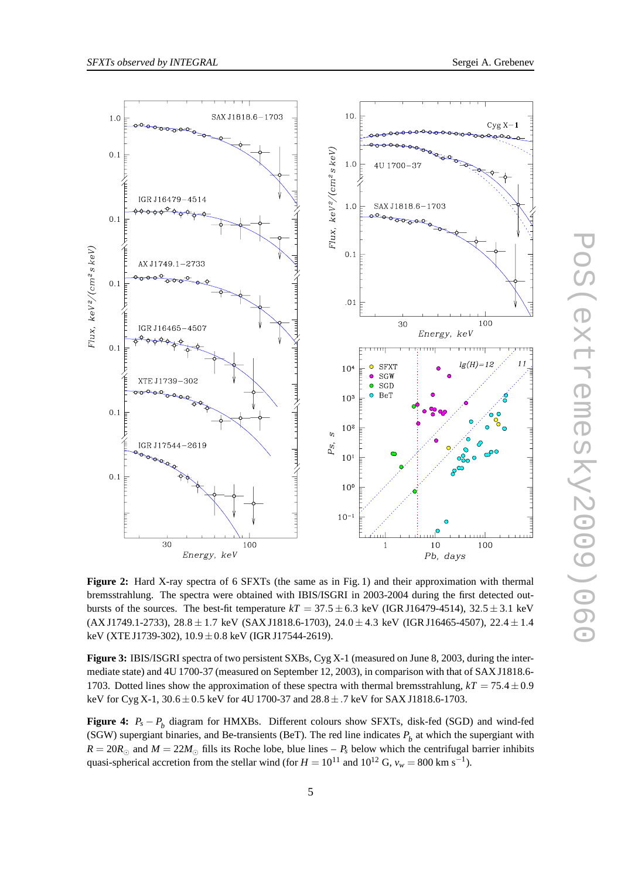**Figure 2:** Hard X-ray spectra of 6 SFXTs (the same as in Fig. 1) and their approximation with thermal bremsstrahlung. The spectra were obtained with IBIS/ISGRI in 2003-2004 during the first detected outbursts of the sources. The best-fit temperature $kT = 37.5 \pm 6.3$ keV (IGR J16479-4514), $32.5 \pm 3.1$ keV (AX J1749.1-2733), $28.8 \pm 1.7$ keV (SAX J1818.6-1703), $24.0 \pm 4.3$ keV (IGR J16465-4507), $22.4 \pm 1.4$ keV (XTE J1739-302), $10.9 \pm 0.8$ keV (IGR J17544-2619).

**Figure 3:** IBIS/ISGRI spectra of two persistent SXBs, Cyg X-1 (measured on June 8, 2003, during the intermediate state) and 4U 1700-37 (measured on September 12, 2003), in comparison with that of SAX J1818.6-1703. Dotted lines show the approximation of these spectra with thermal bremsstrahlung, $kT = 75.4 \pm 0.9$ keV for Cyg X-1, $30.6 \pm 0.5$ keV for 4U 1700-37 and $28.8 \pm .7$ keV for SAX J1818.6-1703.

**Figure 4:** $P_s - P_b$ diagram for HMXBs. Different colours show SFXTs, disk-fed (SGD) and wind-fed (SGW) supergiant binaries, and Be-transients (BeT). The red line indicates $P_b$ at which the supergiant with $R = 20R_{\odot}$ and $M = 22M_{\odot}$ fills its Roche lobe, blue lines – $P_s$ below which the centrifugal barrier inhibits quasi-spherical accretion from the stellar wind (for $H = 10^{11}$ and $10^{12}$ G, $v_w = 800$ km s$^{-1}$).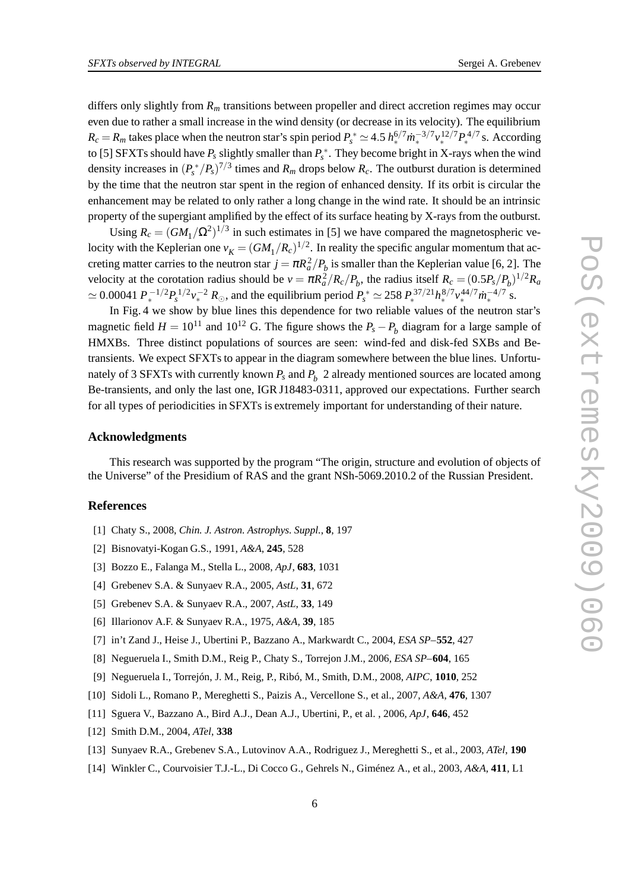differs only slightly from $R_m$ transitions between propeller and direct accretion regimes may occur even due to rather a small increase in the wind density (or decrease in its velocity). The equilibrium $R_c = R_m$ takes place when the neutron star's spin period $P_s^* \simeq 4.5\, h_*^{6/7} \dot{m}_*^{-3/7} v_*^{12/7} P_*^{4/7}$ s. According to [5] SFXTs should have $P_s$ slightly smaller than $P_s^*$. They become bright in X-rays when the wind density increases in $(P_s^*/P_s)^{7/3}$ times and $R_m$ drops below $R_c$. The outburst duration is determined by the time that the neutron star spent in the region of enhanced density. If its orbit is circular the enhancement may be related to only rather a long change in the wind rate. It should be an intrinsic property of the supergiant amplified by the effect of its surface heating by X-rays from the outburst.

Using $R_c = (GM_1/\Omega^2)^{1/3}$ in such estimates in [5] we have compared the magnetospheric velocity with the Keplerian one $v_K = (GM_1/R_c)^{1/2}$. In reality the specific angular momentum that accreting matter carries to the neutron star $j = \pi R_a^2/P_b$ is smaller than the Keplerian value [6, 2]. The velocity at the corotation radius should be $v = \pi R_a^2/R_c/P_b$, the radius itself $R_c = (0.5 P_s/P_b)^{1/2} R_a$ $\simeq 0.00041\, P_*^{-1/2} P_s^{1/2} v_*^{-2}\, R_\odot$, and the equilibrium period $P_s^* \simeq 258\, P_*^{37/21} h_*^{8/7} v_*^{44/7} \dot{m}_*^{-4/7}$ s.

In Fig. 4 we show by blue lines this dependence for two reliable values of the neutron star's magnetic field $H = 10^{11}$ and $10^{12}$ G. The figure shows the $P_s - P_b$ diagram for a large sample of HMXBs. Three distinct populations of sources are seen: wind-fed and disk-fed SXBs and Be-transients. We expect SFXTs to appear in the diagram somewhere between the blue lines. Unfortunately of 3 SFXTs with currently known $P_s$ and $P_b$ 2 already mentioned sources are located among Be-transients, and only the last one, IGR J18483-0311, approved our expectations. Further search for all types of periodicities in SFXTs is extremely important for understanding of their nature.

## Acknowledgments

This research was supported by the program "The origin, structure and evolution of objects of the Universe" of the Presidium of RAS and the grant NSh-5069.2010.2 of the Russian President.

## References

[1] Chaty S., 2008, *Chin. J. Astron. Astrophys. Suppl.*, **8**, 197

[2] Bisnovatyi-Kogan G.S., 1991, *A&A*, **245**, 528

[3] Bozzo E., Falanga M., Stella L., 2008, *ApJ*, **683**, 1031

[4] Grebenev S.A. & Sunyaev R.A., 2005, *AstL*, **31**, 672

[5] Grebenev S.A. & Sunyaev R.A., 2007, *AstL*, **33**, 149

[6] Illarionov A.F. & Sunyaev R.A., 1975, *A&A*, **39**, 185

[7] in't Zand J., Heise J., Ubertini P., Bazzano A., Markwardt C., 2004, *ESA SP*–**552**, 427

[8] Negueruela I., Smith D.M., Reig P., Chaty S., Torrejon J.M., 2006, *ESA SP*–**604**, 165

[9] Negueruela I., Torrejón, J. M., Reig, P., Ribó, M., Smith, D.M., 2008, *AIPC*, **1010**, 252

[10] Sidoli L., Romano P., Mereghetti S., Paizis A., Vercellone S., et al., 2007, *A&A*, **476**, 1307

[11] Sguera V., Bazzano A., Bird A.J., Dean A.J., Ubertini, P., et al. , 2006, *ApJ*, **646**, 452

[12] Smith D.M., 2004, *ATel*, **338**

[13] Sunyaev R.A., Grebenev S.A., Lutovinov A.A., Rodriguez J., Mereghetti S., et al., 2003, *ATel*, **190**

[14] Winkler C., Courvoisier T.J.-L., Di Cocco G., Gehrels N., Giménez A., et al., 2003, *A&A*, **411**, L1